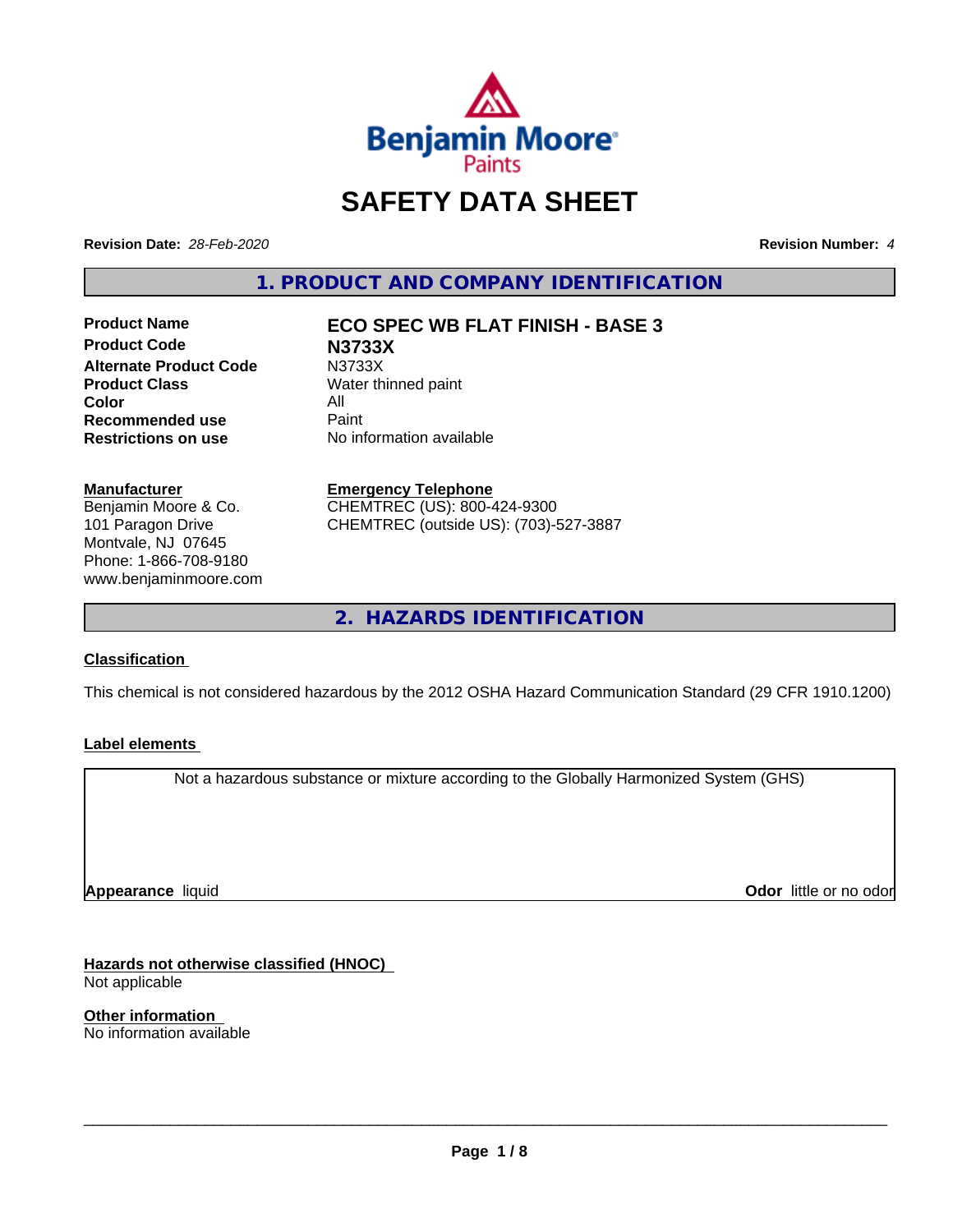# SAFETY DATA SHEET

**Revision Date:** *28-Feb-2020*

**Revision Number:** *4*

## 1. PRODUCT AND COMPANY IDENTIFICATION

| | |
|---|---|
| **Product Name** | **ECO SPEC WB FLAT FINISH - BASE 3** |
| **Product Code** | **N3733X** |
| **Alternate Product Code** | N3733X |
| **Product Class** | Water thinned paint |
| **Color** | All |
| **Recommended use** | Paint |
| **Restrictions on use** | No information available |

**Manufacturer**
Benjamin Moore & Co.
101 Paragon Drive
Montvale, NJ 07645
Phone: 1-866-708-9180
www.benjaminmoore.com

**Emergency Telephone**
CHEMTREC (US): 800-424-9300
CHEMTREC (outside US): (703)-527-3887

## 2. HAZARDS IDENTIFICATION

### Classification

This chemical is not considered hazardous by the 2012 OSHA Hazard Communication Standard (29 CFR 1910.1200)

### Label elements

Not a hazardous substance or mixture according to the Globally Harmonized System (GHS)

**Appearance** liquid

**Odor** little or no odor

### Hazards not otherwise classified (HNOC)

Not applicable

### Other information

No information available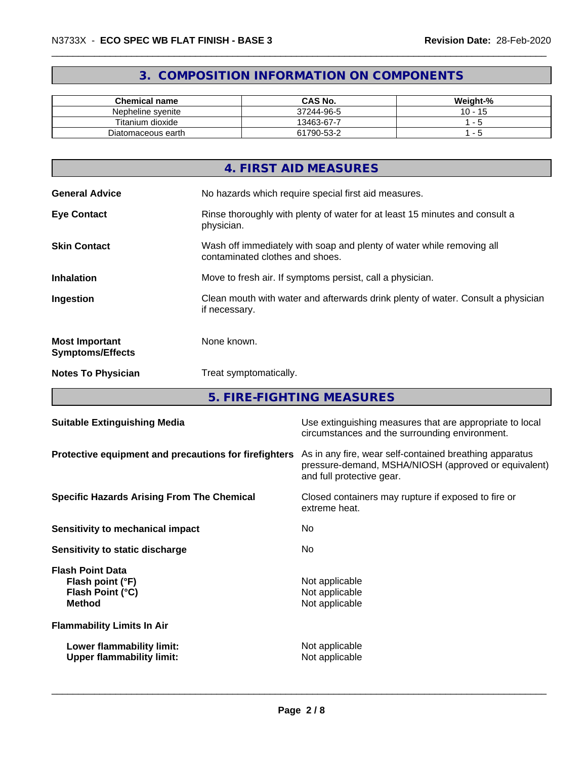## 3. COMPOSITION INFORMATION ON COMPONENTS

| Chemical name | CAS No. | Weight-% |
|---|---|---|
| Nepheline syenite | 37244-96-5 | 10 - 15 |
| Titanium dioxide | 13463-67-7 | 1 - 5 |
| Diatomaceous earth | 61790-53-2 | 1 - 5 |

## 4. FIRST AID MEASURES

**General Advice** No hazards which require special first aid measures.

**Eye Contact** Rinse thoroughly with plenty of water for at least 15 minutes and consult a physician.

**Skin Contact** Wash off immediately with soap and plenty of water while removing all contaminated clothes and shoes.

**Inhalation** Move to fresh air. If symptoms persist, call a physician.

**Ingestion** Clean mouth with water and afterwards drink plenty of water. Consult a physician if necessary.

**Most Important Symptoms/Effects** None known.

**Notes To Physician** Treat symptomatically.

## 5. FIRE-FIGHTING MEASURES

**Suitable Extinguishing Media** Use extinguishing measures that are appropriate to local circumstances and the surrounding environment.

**Protective equipment and precautions for firefighters** As in any fire, wear self-contained breathing apparatus pressure-demand, MSHA/NIOSH (approved or equivalent) and full protective gear.

**Specific Hazards Arising From The Chemical** Closed containers may rupture if exposed to fire or extreme heat.

**Sensitivity to mechanical impact** No

**Sensitivity to static discharge** No

**Flash Point Data**
**Flash point (°F)** Not applicable
**Flash Point (°C)** Not applicable
**Method** Not applicable

**Flammability Limits In Air**

**Lower flammability limit:** Not applicable
**Upper flammability limit:** Not applicable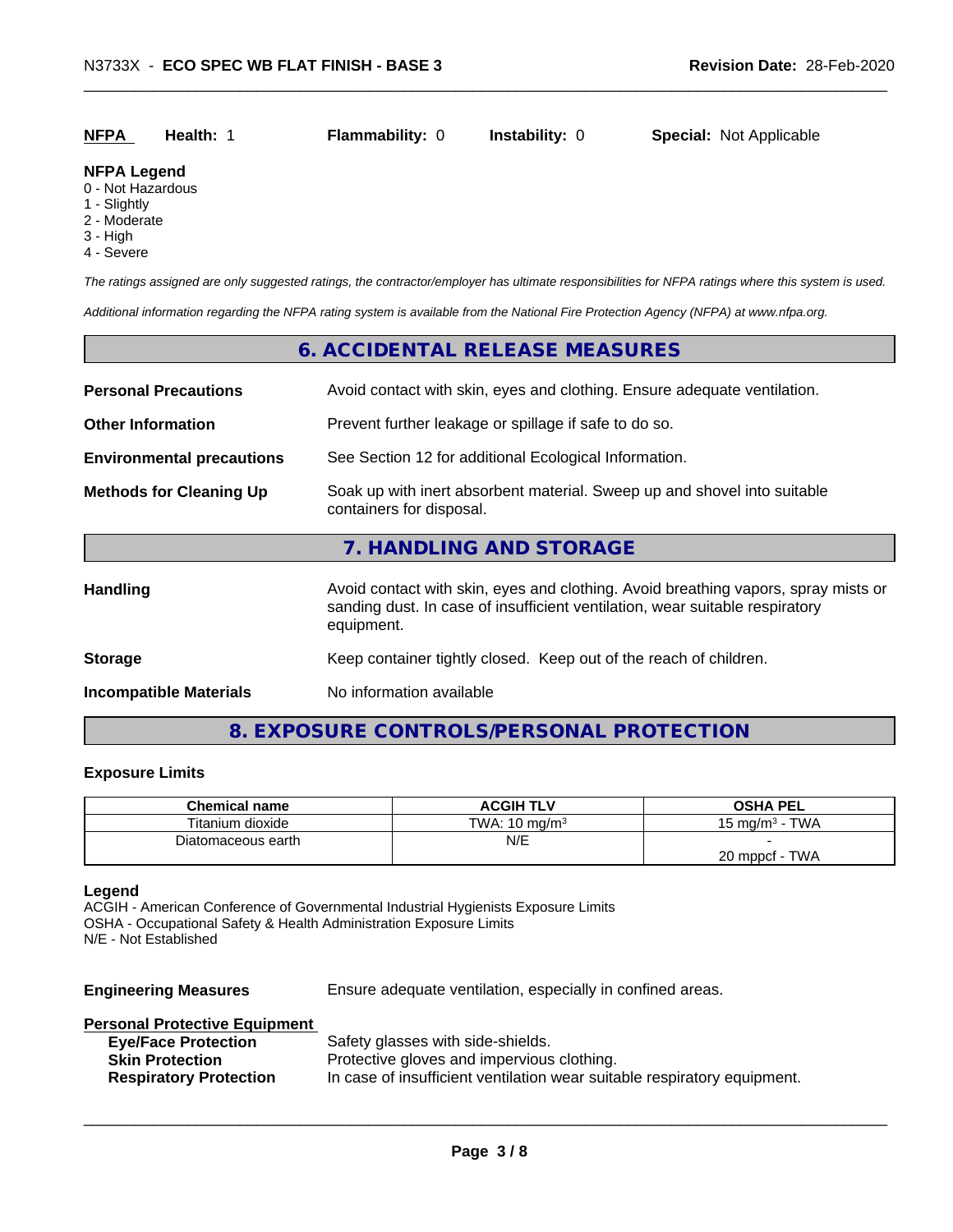| **NFPA** | **Health:** 1 | **Flammability:** 0 | **Instability:** 0 | **Special:** Not Applicable |
|---|---|---|---|---|

**NFPA Legend**
0 - Not Hazardous
1 - Slightly
2 - Moderate
3 - High
4 - Severe

*The ratings assigned are only suggested ratings, the contractor/employer has ultimate responsibilities for NFPA ratings where this system is used.*

*Additional information regarding the NFPA rating system is available from the National Fire Protection Agency (NFPA) at www.nfpa.org.*

## 6. ACCIDENTAL RELEASE MEASURES

**Personal Precautions** Avoid contact with skin, eyes and clothing. Ensure adequate ventilation.

**Other Information** Prevent further leakage or spillage if safe to do so.

**Environmental precautions** See Section 12 for additional Ecological Information.

**Methods for Cleaning Up** Soak up with inert absorbent material. Sweep up and shovel into suitable containers for disposal.

## 7. HANDLING AND STORAGE

**Handling** Avoid contact with skin, eyes and clothing. Avoid breathing vapors, spray mists or sanding dust. In case of insufficient ventilation, wear suitable respiratory equipment.

**Storage** Keep container tightly closed. Keep out of the reach of children.

**Incompatible Materials** No information available

## 8. EXPOSURE CONTROLS/PERSONAL PROTECTION

### Exposure Limits

| Chemical name | ACGIH TLV | OSHA PEL |
|---|---|---|
| Titanium dioxide | TWA: 10 mg/m³ | 15 mg/m³ - TWA |
| Diatomaceous earth | N/E | -<br>20 mppcf - TWA |

**Legend**
ACGIH - American Conference of Governmental Industrial Hygienists Exposure Limits
OSHA - Occupational Safety & Health Administration Exposure Limits
N/E - Not Established

**Engineering Measures** Ensure adequate ventilation, especially in confined areas.

**Personal Protective Equipment**
- **Eye/Face Protection** Safety glasses with side-shields.
- **Skin Protection** Protective gloves and impervious clothing.
- **Respiratory Protection** In case of insufficient ventilation wear suitable respiratory equipment.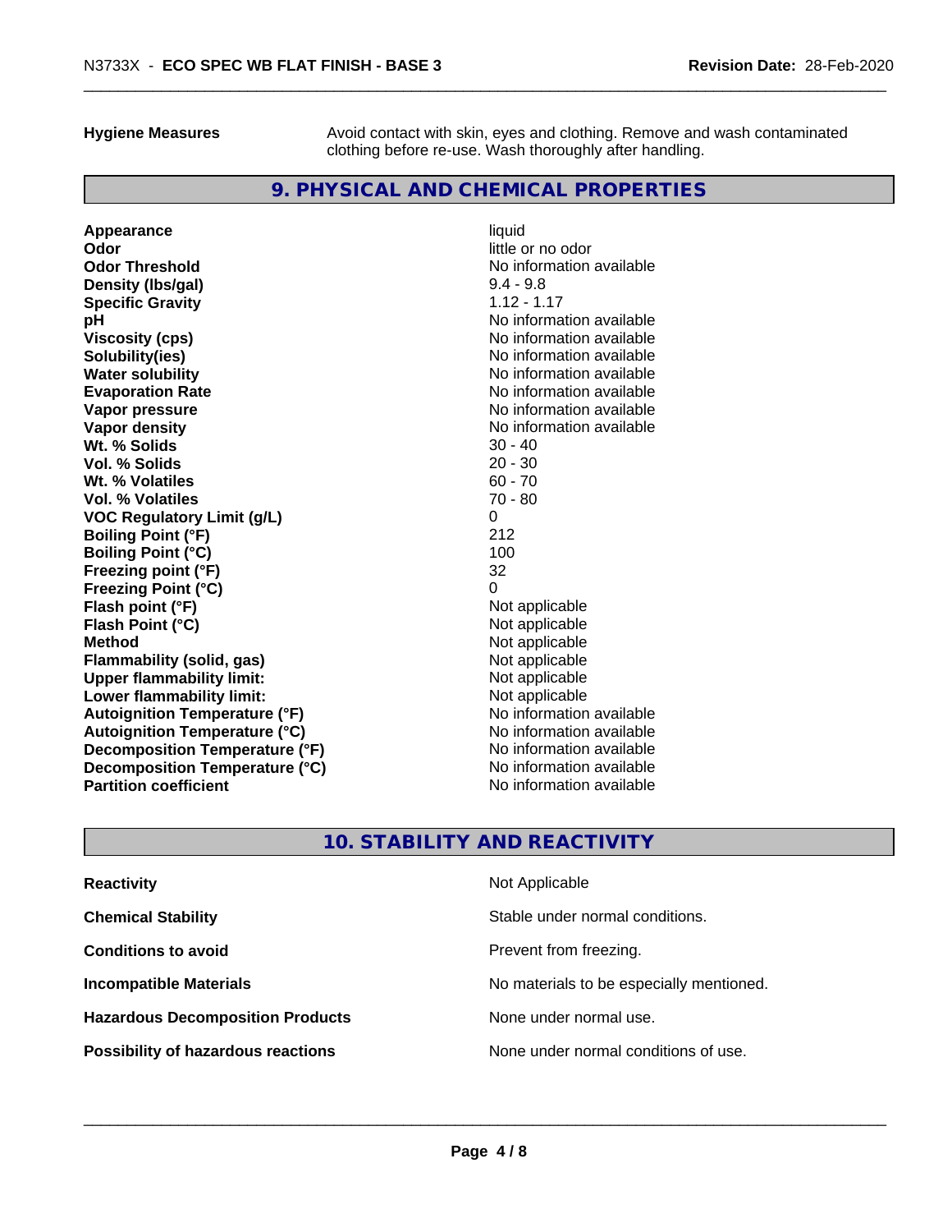**Hygiene Measures** Avoid contact with skin, eyes and clothing. Remove and wash contaminated clothing before re-use. Wash thoroughly after handling.

## 9. PHYSICAL AND CHEMICAL PROPERTIES

| | |
|---|---|
| **Appearance** | liquid |
| **Odor** | little or no odor |
| **Odor Threshold** | No information available |
| **Density (lbs/gal)** | 9.4 - 9.8 |
| **Specific Gravity** | 1.12 - 1.17 |
| **pH** | No information available |
| **Viscosity (cps)** | No information available |
| **Solubility(ies)** | No information available |
| **Water solubility** | No information available |
| **Evaporation Rate** | No information available |
| **Vapor pressure** | No information available |
| **Vapor density** | No information available |
| **Wt. % Solids** | 30 - 40 |
| **Vol. % Solids** | 20 - 30 |
| **Wt. % Volatiles** | 60 - 70 |
| **Vol. % Volatiles** | 70 - 80 |
| **VOC Regulatory Limit (g/L)** | 0 |
| **Boiling Point (°F)** | 212 |
| **Boiling Point (°C)** | 100 |
| **Freezing point (°F)** | 32 |
| **Freezing Point (°C)** | 0 |
| **Flash point (°F)** | Not applicable |
| **Flash Point (°C)** | Not applicable |
| **Method** | Not applicable |
| **Flammability (solid, gas)** | Not applicable |
| **Upper flammability limit:** | Not applicable |
| **Lower flammability limit:** | Not applicable |
| **Autoignition Temperature (°F)** | No information available |
| **Autoignition Temperature (°C)** | No information available |
| **Decomposition Temperature (°F)** | No information available |
| **Decomposition Temperature (°C)** | No information available |
| **Partition coefficient** | No information available |

## 10. STABILITY AND REACTIVITY

| | |
|---|---|
| **Reactivity** | Not Applicable |
| **Chemical Stability** | Stable under normal conditions. |
| **Conditions to avoid** | Prevent from freezing. |
| **Incompatible Materials** | No materials to be especially mentioned. |
| **Hazardous Decomposition Products** | None under normal use. |
| **Possibility of hazardous reactions** | None under normal conditions of use. |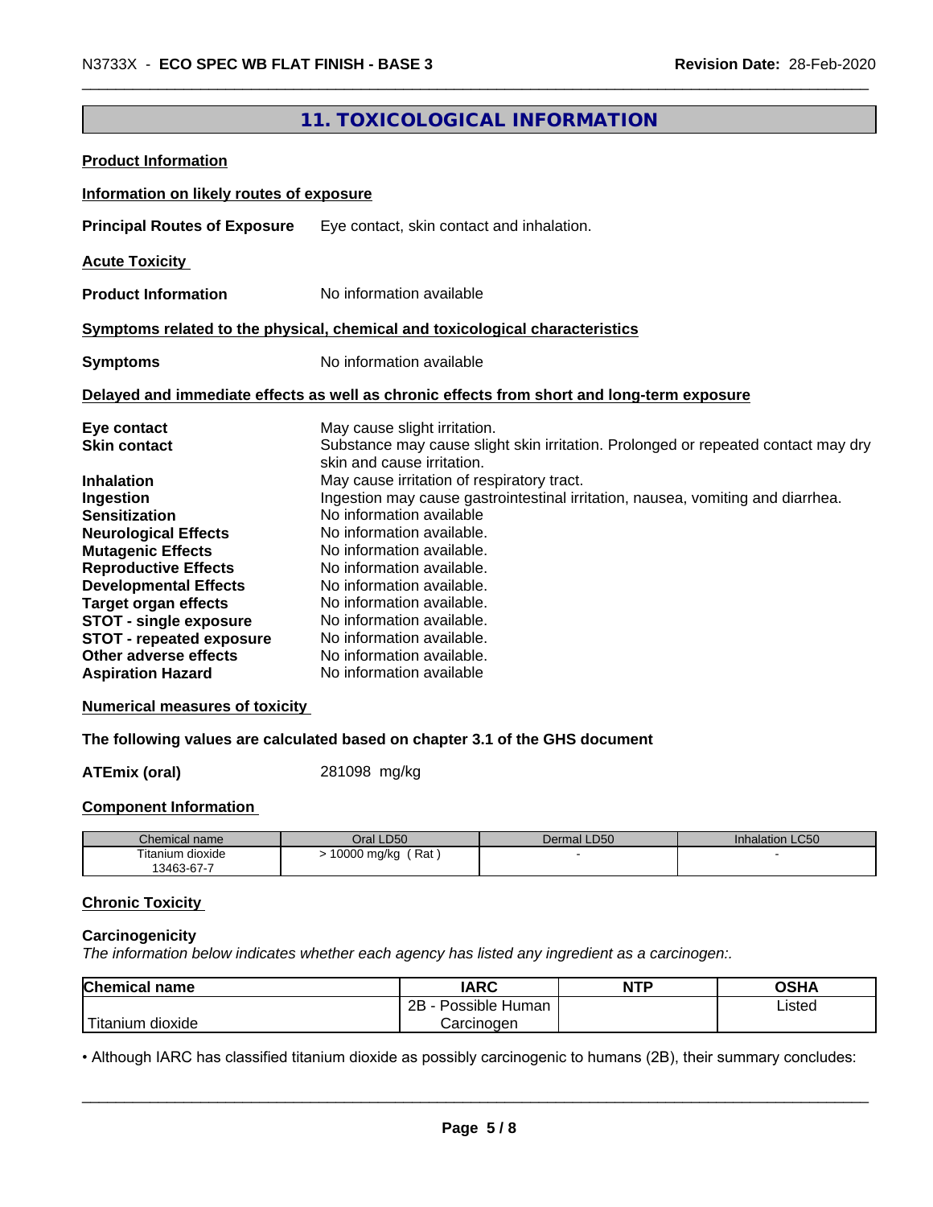## 11. TOXICOLOGICAL INFORMATION

**Product Information**

**Information on likely routes of exposure**

**Principal Routes of Exposure** Eye contact, skin contact and inhalation.

**Acute Toxicity**

**Product Information** No information available

**Symptoms related to the physical, chemical and toxicological characteristics**

**Symptoms** No information available

**Delayed and immediate effects as well as chronic effects from short and long-term exposure**

**Eye contact** May cause slight irritation.
**Skin contact** Substance may cause slight skin irritation. Prolonged or repeated contact may dry skin and cause irritation.
**Inhalation** May cause irritation of respiratory tract.
**Ingestion** Ingestion may cause gastrointestinal irritation, nausea, vomiting and diarrhea.
**Sensitization** No information available
**Neurological Effects** No information available.
**Mutagenic Effects** No information available.
**Reproductive Effects** No information available.
**Developmental Effects** No information available.
**Target organ effects** No information available.
**STOT - single exposure** No information available.
**STOT - repeated exposure** No information available.
**Other adverse effects** No information available.
**Aspiration Hazard** No information available

**Numerical measures of toxicity**

**The following values are calculated based on chapter 3.1 of the GHS document**

**ATEmix (oral)** 281098 mg/kg

**Component Information**

| Chemical name | Oral LD50 | Dermal LD50 | Inhalation LC50 |
|---|---|---|---|
| Titanium dioxide 13463-67-7 | > 10000 mg/kg ( Rat ) | - | - |

**Chronic Toxicity**

**Carcinogenicity**

*The information below indicates whether each agency has listed any ingredient as a carcinogen:.*

| Chemical name | IARC | NTP | OSHA |
|---|---|---|---|
| Titanium dioxide | 2B - Possible Human Carcinogen | | Listed |

• Although IARC has classified titanium dioxide as possibly carcinogenic to humans (2B), their summary concludes: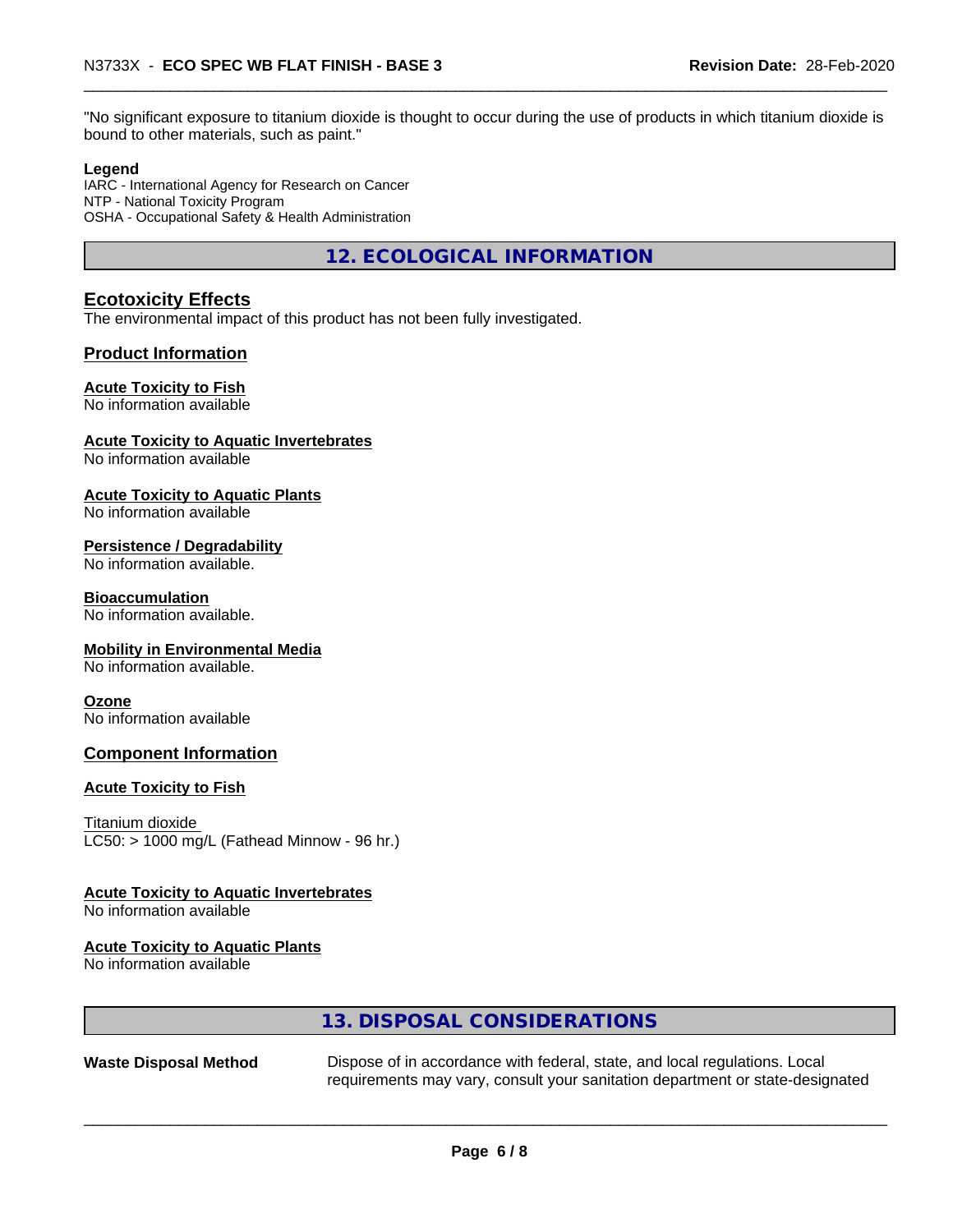"No significant exposure to titanium dioxide is thought to occur during the use of products in which titanium dioxide is bound to other materials, such as paint."

**Legend**
IARC - International Agency for Research on Cancer
NTP - National Toxicity Program
OSHA - Occupational Safety & Health Administration

## 12. ECOLOGICAL INFORMATION

### Ecotoxicity Effects

The environmental impact of this product has not been fully investigated.

### Product Information

**Acute Toxicity to Fish**
No information available

**Acute Toxicity to Aquatic Invertebrates**
No information available

**Acute Toxicity to Aquatic Plants**
No information available

**Persistence / Degradability**
No information available.

**Bioaccumulation**
No information available.

**Mobility in Environmental Media**
No information available.

**Ozone**
No information available

### Component Information

**Acute Toxicity to Fish**

Titanium dioxide
LC50: > 1000 mg/L (Fathead Minnow - 96 hr.)

**Acute Toxicity to Aquatic Invertebrates**
No information available

**Acute Toxicity to Aquatic Plants**
No information available

## 13. DISPOSAL CONSIDERATIONS

**Waste Disposal Method** Dispose of in accordance with federal, state, and local regulations. Local requirements may vary, consult your sanitation department or state-designated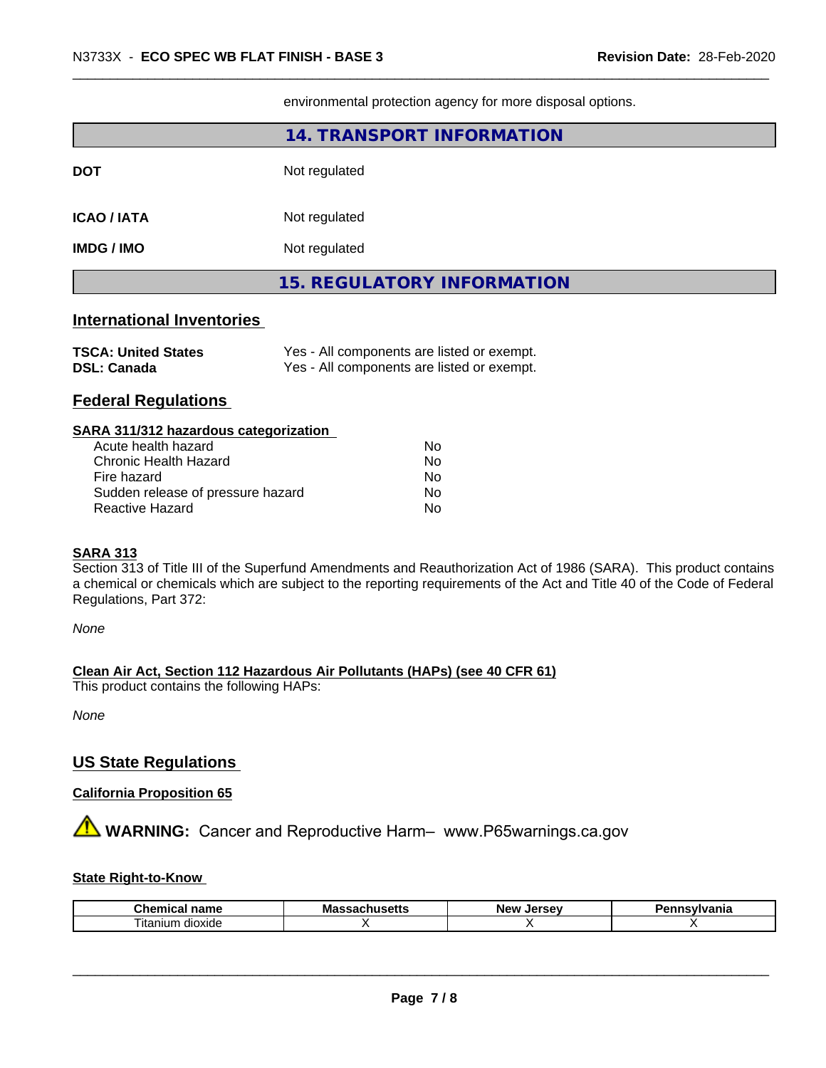environmental protection agency for more disposal options.

## 14. TRANSPORT INFORMATION

| | |
|---|---|
| **DOT** | Not regulated |
| **ICAO / IATA** | Not regulated |
| **IMDG / IMO** | Not regulated |

## 15. REGULATORY INFORMATION

### International Inventories

| | |
|---|---|
| **TSCA: United States** | Yes - All components are listed or exempt. |
| **DSL: Canada** | Yes - All components are listed or exempt. |

### Federal Regulations

**SARA 311/312 hazardous categorization**

| | |
|---|---|
| Acute health hazard | No |
| Chronic Health Hazard | No |
| Fire hazard | No |
| Sudden release of pressure hazard | No |
| Reactive Hazard | No |

**SARA 313**

Section 313 of Title III of the Superfund Amendments and Reauthorization Act of 1986 (SARA). This product contains a chemical or chemicals which are subject to the reporting requirements of the Act and Title 40 of the Code of Federal Regulations, Part 372:

*None*

**Clean Air Act, Section 112 Hazardous Air Pollutants (HAPs) (see 40 CFR 61)**

This product contains the following HAPs:

*None*

### US State Regulations

**California Proposition 65**

⚠ **WARNING:** Cancer and Reproductive Harm– www.P65warnings.ca.gov

**State Right-to-Know**

| Chemical name | Massachusetts | New Jersey | Pennsylvania |
|---|---|---|---|
| Titanium dioxide | X | X | X |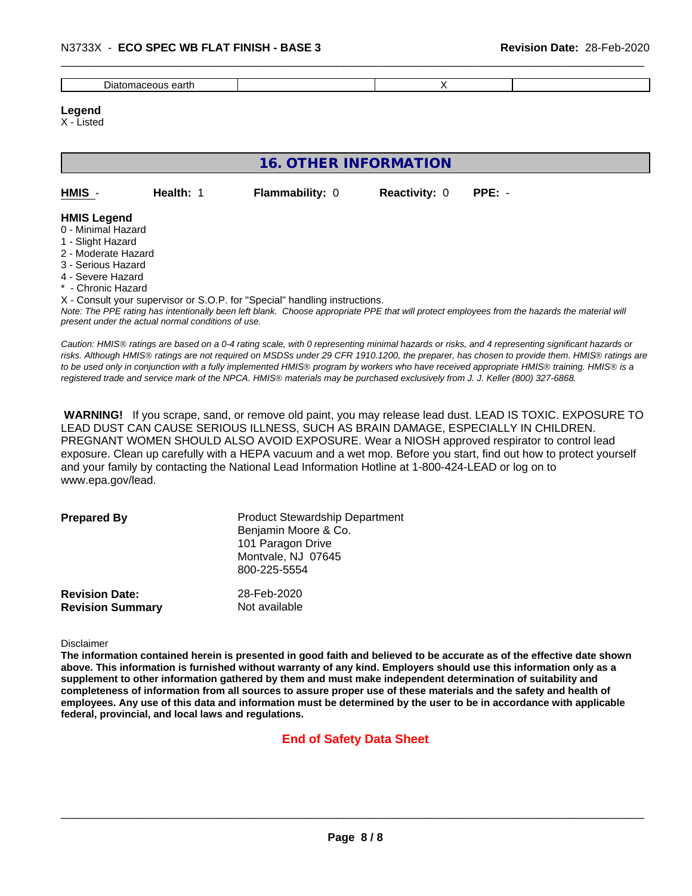| | | | |
|---|---|---|---|
| Diatomaceous earth | | X | |

**Legend**
X - Listed

## 16. OTHER INFORMATION

**HMIS** - **Health:** 1 **Flammability:** 0 **Reactivity:** 0 **PPE:** -

**HMIS Legend**
0 - Minimal Hazard
1 - Slight Hazard
2 - Moderate Hazard
3 - Serious Hazard
4 - Severe Hazard
* - Chronic Hazard
X - Consult your supervisor or S.O.P. for "Special" handling instructions.
*Note: The PPE rating has intentionally been left blank. Choose appropriate PPE that will protect employees from the hazards the material will present under the actual normal conditions of use.*

*Caution: HMIS® ratings are based on a 0-4 rating scale, with 0 representing minimal hazards or risks, and 4 representing significant hazards or risks. Although HMIS® ratings are not required on MSDSs under 29 CFR 1910.1200, the preparer, has chosen to provide them. HMIS® ratings are to be used only in conjunction with a fully implemented HMIS® program by workers who have received appropriate HMIS® training. HMIS® is a registered trade and service mark of the NPCA. HMIS® materials may be purchased exclusively from J. J. Keller (800) 327-6868.*

**WARNING!** If you scrape, sand, or remove old paint, you may release lead dust. LEAD IS TOXIC. EXPOSURE TO LEAD DUST CAN CAUSE SERIOUS ILLNESS, SUCH AS BRAIN DAMAGE, ESPECIALLY IN CHILDREN. PREGNANT WOMEN SHOULD ALSO AVOID EXPOSURE. Wear a NIOSH approved respirator to control lead exposure. Clean up carefully with a HEPA vacuum and a wet mop. Before you start, find out how to protect yourself and your family by contacting the National Lead Information Hotline at 1-800-424-LEAD or log on to www.epa.gov/lead.

**Prepared By**
Product Stewardship Department
Benjamin Moore & Co.
101 Paragon Drive
Montvale, NJ 07645
800-225-5554

**Revision Date:** 28-Feb-2020
**Revision Summary** Not available

Disclaimer
**The information contained herein is presented in good faith and believed to be accurate as of the effective date shown above. This information is furnished without warranty of any kind. Employers should use this information only as a supplement to other information gathered by them and must make independent determination of suitability and completeness of information from all sources to assure proper use of these materials and the safety and health of employees. Any use of this data and information must be determined by the user to be in accordance with applicable federal, provincial, and local laws and regulations.**

**End of Safety Data Sheet**